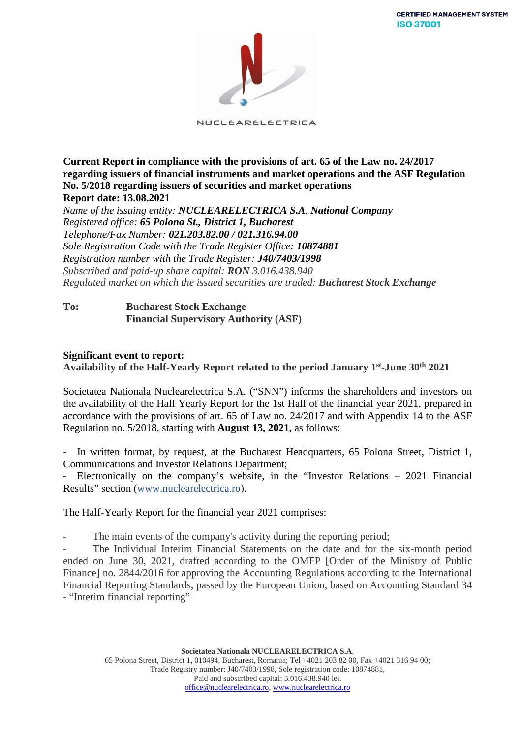**Current Report in compliance with the provisions of art. 65 of the Law no. 24/2017 regarding issuers of financial instruments and market operations and the ASF Regulation No. 5/2018 regarding issuers of securities and market operations**
**Report date: 13.08.2021**

*Name of the issuing entity:* ***NUCLEARELECTRICA S.A. National Company***
*Registered office:* ***65 Polona St., District 1, Bucharest***
*Telephone/Fax Number:* ***021.203.82.00 / 021.316.94.00***
*Sole Registration Code with the Trade Register Office:* ***10874881***
*Registration number with the Trade Register:* ***J40/7403/1998***
*Subscribed and paid-up share capital:* ***RON*** *3.016.438.940*
*Regulated market on which the issued securities are traded:* ***Bucharest Stock Exchange***

**To:** **Bucharest Stock Exchange**
**Financial Supervisory Authority (ASF)**

**Significant event to report:**
**Availability of the Half-Yearly Report related to the period January 1st-June 30th 2021**

Societatea Nationala Nuclearelectrica S.A. ("SNN") informs the shareholders and investors on the availability of the Half Yearly Report for the 1st Half of the financial year 2021, prepared in accordance with the provisions of art. 65 of Law no. 24/2017 and with Appendix 14 to the ASF Regulation no. 5/2018, starting with **August 13, 2021,** as follows:

- In written format, by request, at the Bucharest Headquarters, 65 Polona Street, District 1, Communications and Investor Relations Department;
- Electronically on the company's website, in the "Investor Relations – 2021 Financial Results" section (www.nuclearelectrica.ro).

The Half-Yearly Report for the financial year 2021 comprises:

- The main events of the company's activity during the reporting period;
- The Individual Interim Financial Statements on the date and for the six-month period ended on June 30, 2021, drafted according to the OMFP [Order of the Ministry of Public Finance] no. 2844/2016 for approving the Accounting Regulations according to the International Financial Reporting Standards, passed by the European Union, based on Accounting Standard 34 - "Interim financial reporting"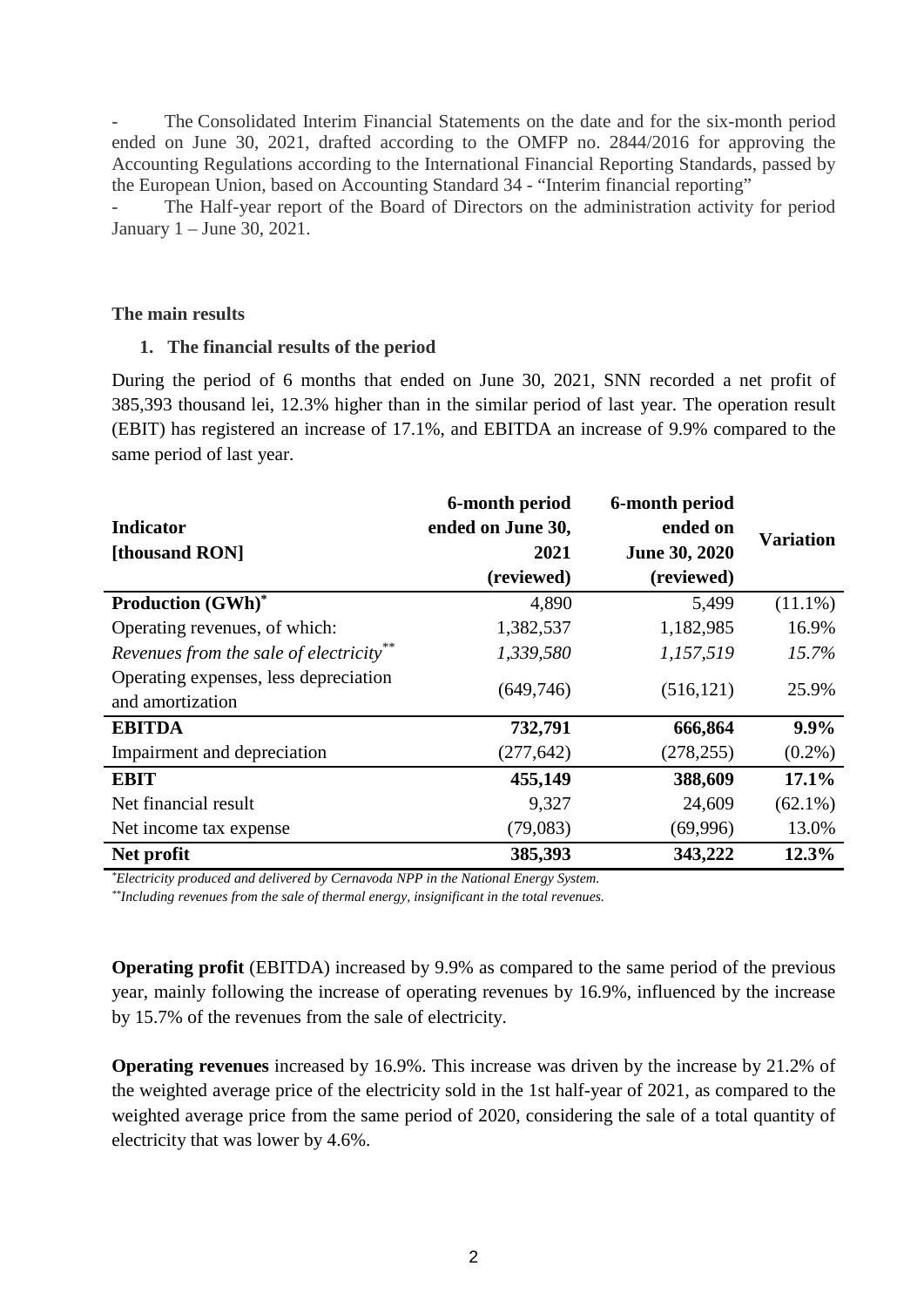- The Consolidated Interim Financial Statements on the date and for the six-month period ended on June 30, 2021, drafted according to the OMFP no. 2844/2016 for approving the Accounting Regulations according to the International Financial Reporting Standards, passed by the European Union, based on Accounting Standard 34 - "Interim financial reporting"
- The Half-year report of the Board of Directors on the administration activity for period January 1 – June 30, 2021.

**The main results**

1. **The financial results of the period**

During the period of 6 months that ended on June 30, 2021, SNN recorded a net profit of 385,393 thousand lei, 12.3% higher than in the similar period of last year. The operation result (EBIT) has registered an increase of 17.1%, and EBITDA an increase of 9.9% compared to the same period of last year.

| **Indicator [thousand RON]** | **6-month period ended on June 30, 2021 (reviewed)** | **6-month period ended on June 30, 2020 (reviewed)** | **Variation** |
|---|---|---|---|
| **Production (GWh)*** | 4,890 | 5,499 | (11.1%) |
| Operating revenues, of which: | 1,382,537 | 1,182,985 | 16.9% |
| *Revenues from the sale of electricity*** | *1,339,580* | *1,157,519* | *15.7%* |
| Operating expenses, less depreciation and amortization | (649,746) | (516,121) | 25.9% |
| **EBITDA** | **732,791** | **666,864** | **9.9%** |
| Impairment and depreciation | (277,642) | (278,255) | (0.2%) |
| **EBIT** | **455,149** | **388,609** | **17.1%** |
| Net financial result | 9,327 | 24,609 | (62.1%) |
| Net income tax expense | (79,083) | (69,996) | 13.0% |
| **Net profit** | **385,393** | **343,222** | **12.3%** |

*Electricity produced and delivered by Cernavoda NPP in the National Energy System.*

**Including revenues from the sale of thermal energy, insignificant in the total revenues.*

**Operating profit** (EBITDA) increased by 9.9% as compared to the same period of the previous year, mainly following the increase of operating revenues by 16.9%, influenced by the increase by 15.7% of the revenues from the sale of electricity.

**Operating revenues** increased by 16.9%. This increase was driven by the increase by 21.2% of the weighted average price of the electricity sold in the 1st half-year of 2021, as compared to the weighted average price from the same period of 2020, considering the sale of a total quantity of electricity that was lower by 4.6%.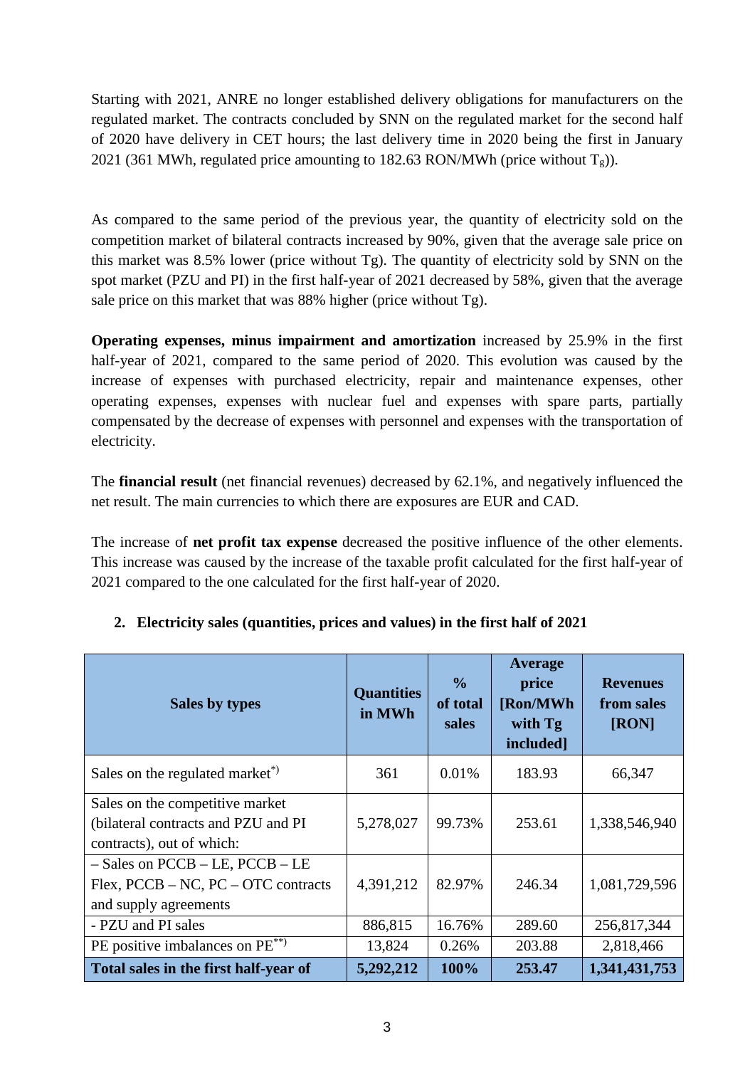Starting with 2021, ANRE no longer established delivery obligations for manufacturers on the regulated market. The contracts concluded by SNN on the regulated market for the second half of 2020 have delivery in CET hours; the last delivery time in 2020 being the first in January 2021 (361 MWh, regulated price amounting to 182.63 RON/MWh (price without $T_g$)).

As compared to the same period of the previous year, the quantity of electricity sold on the competition market of bilateral contracts increased by 90%, given that the average sale price on this market was 8.5% lower (price without Tg). The quantity of electricity sold by SNN on the spot market (PZU and PI) in the first half-year of 2021 decreased by 58%, given that the average sale price on this market that was 88% higher (price without Tg).

**Operating expenses, minus impairment and amortization** increased by 25.9% in the first half-year of 2021, compared to the same period of 2020. This evolution was caused by the increase of expenses with purchased electricity, repair and maintenance expenses, other operating expenses, expenses with nuclear fuel and expenses with spare parts, partially compensated by the decrease of expenses with personnel and expenses with the transportation of electricity.

The **financial result** (net financial revenues) decreased by 62.1%, and negatively influenced the net result. The main currencies to which there are exposures are EUR and CAD.

The increase of **net profit tax expense** decreased the positive influence of the other elements. This increase was caused by the increase of the taxable profit calculated for the first half-year of 2021 compared to the one calculated for the first half-year of 2020.

## 2. Electricity sales (quantities, prices and values) in the first half of 2021

| Sales by types | Quantities in MWh | % of total sales | Average price [Ron/MWh with Tg included] | Revenues from sales [RON] |
|---|---|---|---|---|
| Sales on the regulated market*) | 361 | 0.01% | 183.93 | 66,347 |
| Sales on the competitive market (bilateral contracts and PZU and PI contracts), out of which: | 5,278,027 | 99.73% | 253.61 | 1,338,546,940 |
| – Sales on PCCB – LE, PCCB – LE Flex, PCCB – NC, PC – OTC contracts and supply agreements | 4,391,212 | 82.97% | 246.34 | 1,081,729,596 |
| - PZU and PI sales | 886,815 | 16.76% | 289.60 | 256,817,344 |
| PE positive imbalances on PE**) | 13,824 | 0.26% | 203.88 | 2,818,466 |
| **Total sales in the first half-year of** | **5,292,212** | **100%** | **253.47** | **1,341,431,753** |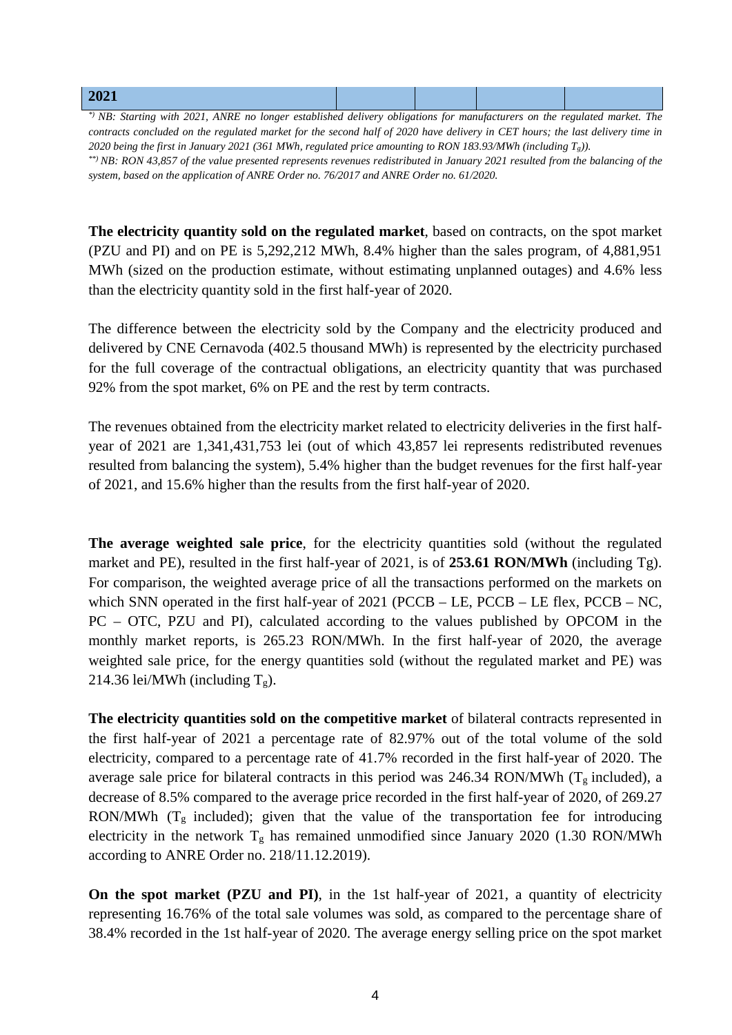| 2021 | | | | |
|---|---|---|---|---|

*\*) NB: Starting with 2021, ANRE no longer established delivery obligations for manufacturers on the regulated market. The contracts concluded on the regulated market for the second half of 2020 have delivery in CET hours; the last delivery time in 2020 being the first in January 2021 (361 MWh, regulated price amounting to RON 183.93/MWh (including $T_g$)).*

*\*\*) NB: RON 43,857 of the value presented represents revenues redistributed in January 2021 resulted from the balancing of the system, based on the application of ANRE Order no. 76/2017 and ANRE Order no. 61/2020.*

**The electricity quantity sold on the regulated market**, based on contracts, on the spot market (PZU and PI) and on PE is 5,292,212 MWh, 8.4% higher than the sales program, of 4,881,951 MWh (sized on the production estimate, without estimating unplanned outages) and 4.6% less than the electricity quantity sold in the first half-year of 2020.

The difference between the electricity sold by the Company and the electricity produced and delivered by CNE Cernavoda (402.5 thousand MWh) is represented by the electricity purchased for the full coverage of the contractual obligations, an electricity quantity that was purchased 92% from the spot market, 6% on PE and the rest by term contracts.

The revenues obtained from the electricity market related to electricity deliveries in the first half-year of 2021 are 1,341,431,753 lei (out of which 43,857 lei represents redistributed revenues resulted from balancing the system), 5.4% higher than the budget revenues for the first half-year of 2021, and 15.6% higher than the results from the first half-year of 2020.

**The average weighted sale price**, for the electricity quantities sold (without the regulated market and PE), resulted in the first half-year of 2021, is of **253.61 RON/MWh** (including Tg). For comparison, the weighted average price of all the transactions performed on the markets on which SNN operated in the first half-year of 2021 (PCCB – LE, PCCB – LE flex, PCCB – NC, PC – OTC, PZU and PI), calculated according to the values published by OPCOM in the monthly market reports, is 265.23 RON/MWh. In the first half-year of 2020, the average weighted sale price, for the energy quantities sold (without the regulated market and PE) was 214.36 lei/MWh (including $T_g$).

**The electricity quantities sold on the competitive market** of bilateral contracts represented in the first half-year of 2021 a percentage rate of 82.97% out of the total volume of the sold electricity, compared to a percentage rate of 41.7% recorded in the first half-year of 2020. The average sale price for bilateral contracts in this period was 246.34 RON/MWh ($T_g$ included), a decrease of 8.5% compared to the average price recorded in the first half-year of 2020, of 269.27 RON/MWh ($T_g$ included); given that the value of the transportation fee for introducing electricity in the network $T_g$ has remained unmodified since January 2020 (1.30 RON/MWh according to ANRE Order no. 218/11.12.2019).

**On the spot market (PZU and PI)**, in the 1st half-year of 2021, a quantity of electricity representing 16.76% of the total sale volumes was sold, as compared to the percentage share of 38.4% recorded in the 1st half-year of 2020. The average energy selling price on the spot market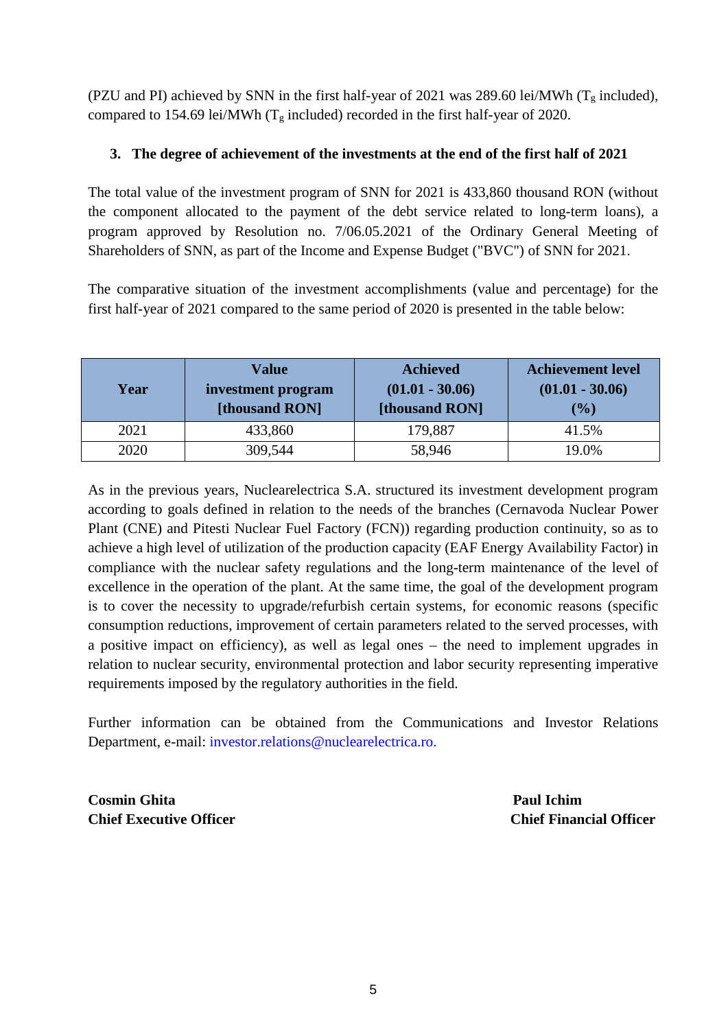(PZU and PI) achieved by SNN in the first half-year of 2021 was 289.60 lei/MWh ($T_g$ included), compared to 154.69 lei/MWh ($T_g$ included) recorded in the first half-year of 2020.

### 3. The degree of achievement of the investments at the end of the first half of 2021

The total value of the investment program of SNN for 2021 is 433,860 thousand RON (without the component allocated to the payment of the debt service related to long-term loans), a program approved by Resolution no. 7/06.05.2021 of the Ordinary General Meeting of Shareholders of SNN, as part of the Income and Expense Budget ("BVC") of SNN for 2021.

The comparative situation of the investment accomplishments (value and percentage) for the first half-year of 2021 compared to the same period of 2020 is presented in the table below:

| Year | Value investment program [thousand RON] | Achieved (01.01 - 30.06) [thousand RON] | Achievement level (01.01 - 30.06) (%) |
|---|---|---|---|
| 2021 | 433,860 | 179,887 | 41.5% |
| 2020 | 309,544 | 58,946 | 19.0% |

As in the previous years, Nuclearelectrica S.A. structured its investment development program according to goals defined in relation to the needs of the branches (Cernavoda Nuclear Power Plant (CNE) and Pitesti Nuclear Fuel Factory (FCN)) regarding production continuity, so as to achieve a high level of utilization of the production capacity (EAF Energy Availability Factor) in compliance with the nuclear safety regulations and the long-term maintenance of the level of excellence in the operation of the plant. At the same time, the goal of the development program is to cover the necessity to upgrade/refurbish certain systems, for economic reasons (specific consumption reductions, improvement of certain parameters related to the served processes, with a positive impact on efficiency), as well as legal ones – the need to implement upgrades in relation to nuclear security, environmental protection and labor security representing imperative requirements imposed by the regulatory authorities in the field.

Further information can be obtained from the Communications and Investor Relations Department, e-mail: investor.relations@nuclearelectrica.ro.

**Cosmin Ghita**
**Chief Executive Officer**

**Paul Ichim**
**Chief Financial Officer**